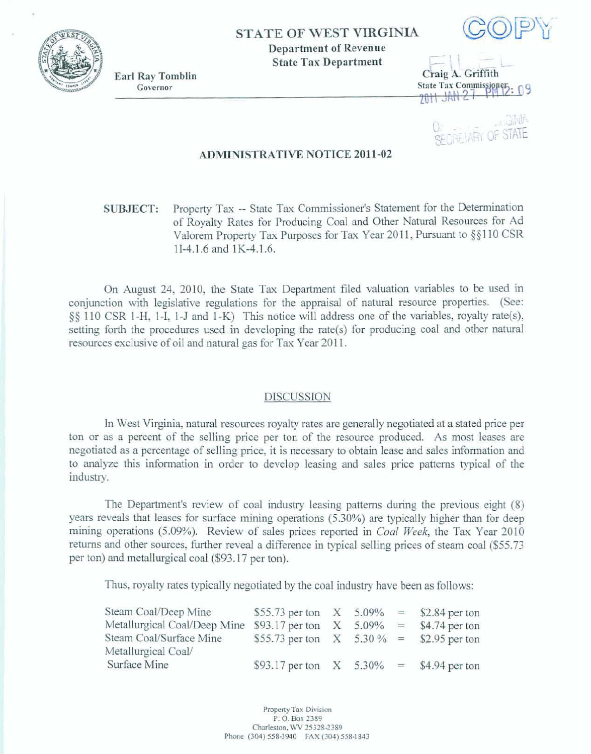**STATE OF WEST VIRGINIA**
**Department of Revenue**
**State Tax Department**

COPY

**Earl Ray Tomblin**
Governor

**Craig A. Griffith**
State Tax Commissioner

FILED
2011 JAN 27 PM 12: 09
OFFICE WEST VIRGINIA
SECRETARY OF STATE

## ADMINISTRATIVE NOTICE 2011-02

**SUBJECT:** Property Tax -- State Tax Commissioner's Statement for the Determination of Royalty Rates for Producing Coal and Other Natural Resources for Ad Valorem Property Tax Purposes for Tax Year 2011, Pursuant to §§110 CSR 1I-4.1.6 and 1K-4.1.6.

On August 24, 2010, the State Tax Department filed valuation variables to be used in conjunction with legislative regulations for the appraisal of natural resource properties. (See: §§ 110 CSR 1-H, 1-I, 1-J and 1-K) This notice will address one of the variables, royalty rate(s), setting forth the procedures used in developing the rate(s) for producing coal and other natural resources exclusive of oil and natural gas for Tax Year 2011.

### DISCUSSION

In West Virginia, natural resources royalty rates are generally negotiated at a stated price per ton or as a percent of the selling price per ton of the resource produced. As most leases are negotiated as a percentage of selling price, it is necessary to obtain lease and sales information and to analyze this information in order to develop leasing and sales price patterns typical of the industry.

The Department's review of coal industry leasing patterns during the previous eight (8) years reveals that leases for surface mining operations (5.30%) are typically higher than for deep mining operations (5.09%). Review of sales prices reported in *Coal Week*, the Tax Year 2010 returns and other sources, further reveal a difference in typical selling prices of steam coal ($55.73 per ton) and metallurgical coal ($93.17 per ton).

Thus, royalty rates typically negotiated by the coal industry have been as follows:

| | | | | | |
|---|---|---|---|---|---|
| Steam Coal/Deep Mine | $55.73 per ton | X | 5.09% | = | $2.84 per ton |
| Metallurgical Coal/Deep Mine | $93.17 per ton | X | 5.09% | = | $4.74 per ton |
| Steam Coal/Surface Mine | $55.73 per ton | X | 5.30 % | = | $2.95 per ton |
| Metallurgical Coal/ Surface Mine | $93.17 per ton | X | 5.30% | = | $4.94 per ton |

Property Tax Division
P. O. Box 2389
Charleston, WV 25328-2389
Phone (304) 558-3940 FAX (304) 558-1843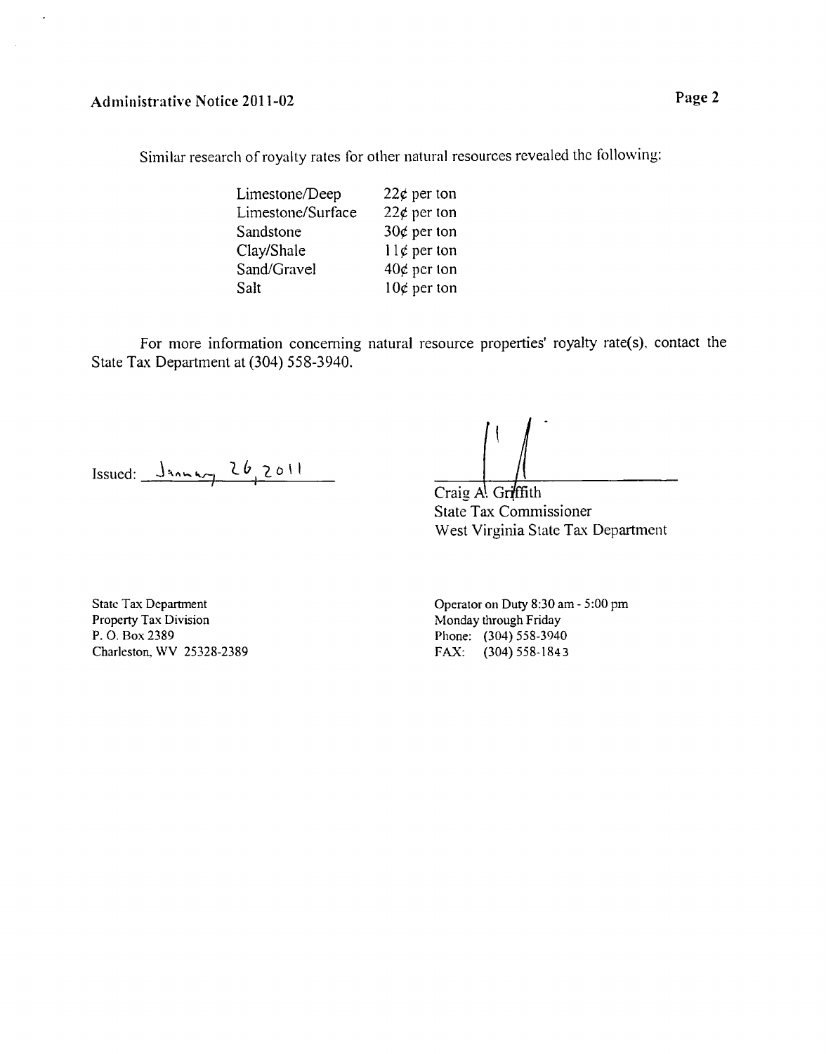Similar research of royalty rates for other natural resources revealed the following:

| | |
|---|---|
| Limestone/Deep | 22¢ per ton |
| Limestone/Surface | 22¢ per ton |
| Sandstone | 30¢ per ton |
| Clay/Shale | 11¢ per ton |
| Sand/Gravel | 40¢ per ton |
| Salt | 10¢ per ton |

For more information concerning natural resource properties' royalty rate(s), contact the State Tax Department at (304) 558-3940.

Issued: January 26, 2011

Craig A. Griffith
State Tax Commissioner
West Virginia State Tax Department

State Tax Department
Property Tax Division
P. O. Box 2389
Charleston, WV 25328-2389

Operator on Duty 8:30 am - 5:00 pm
Monday through Friday
Phone: (304) 558-3940
FAX: (304) 558-1843